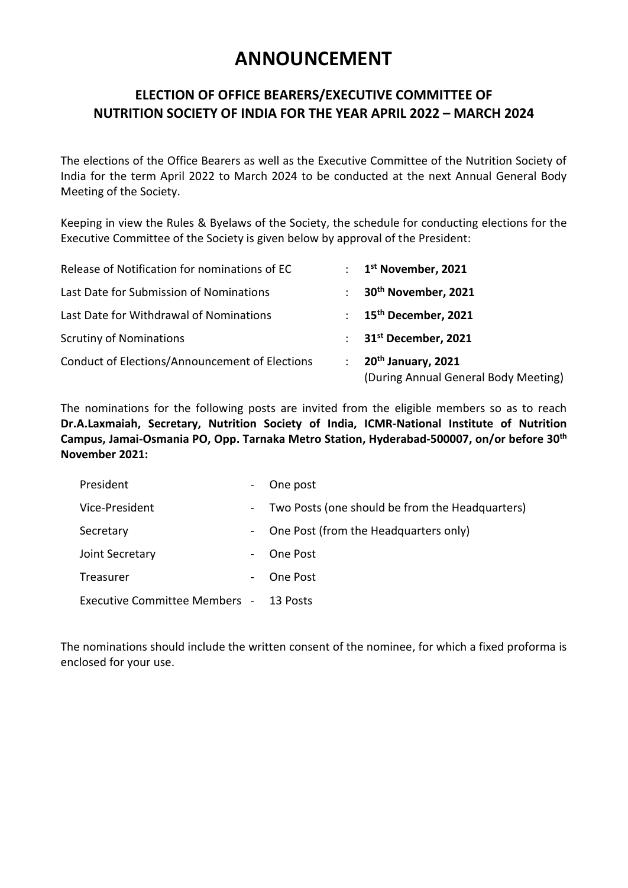# ANNOUNCEMENT

## ELECTION OF OFFICE BEARERS/EXECUTIVE COMMITTEE OF NUTRITION SOCIETY OF INDIA FOR THE YEAR APRIL 2022 – MARCH 2024

The elections of the Office Bearers as well as the Executive Committee of the Nutrition Society of India for the term April 2022 to March 2024 to be conducted at the next Annual General Body Meeting of the Society.

Keeping in view the Rules & Byelaws of the Society, the schedule for conducting elections for the Executive Committee of the Society is given below by approval of the President:

| | | |
|---|---|---|
| Release of Notification for nominations of EC | : | **1st November, 2021** |
| Last Date for Submission of Nominations | : | **30th November, 2021** |
| Last Date for Withdrawal of Nominations | : | **15th December, 2021** |
| Scrutiny of Nominations | : | **31st December, 2021** |
| Conduct of Elections/Announcement of Elections | : | **20th January, 2021** (During Annual General Body Meeting) |

The nominations for the following posts are invited from the eligible members so as to reach **Dr.A.Laxmaiah, Secretary, Nutrition Society of India, ICMR-National Institute of Nutrition Campus, Jamai-Osmania PO, Opp. Tarnaka Metro Station, Hyderabad-500007, on/or before 30th November 2021:**

| | | |
|---|---|---|
| President | - | One post |
| Vice-President | - | Two Posts (one should be from the Headquarters) |
| Secretary | - | One Post (from the Headquarters only) |
| Joint Secretary | - | One Post |
| Treasurer | - | One Post |
| Executive Committee Members | - | 13 Posts |

The nominations should include the written consent of the nominee, for which a fixed proforma is enclosed for your use.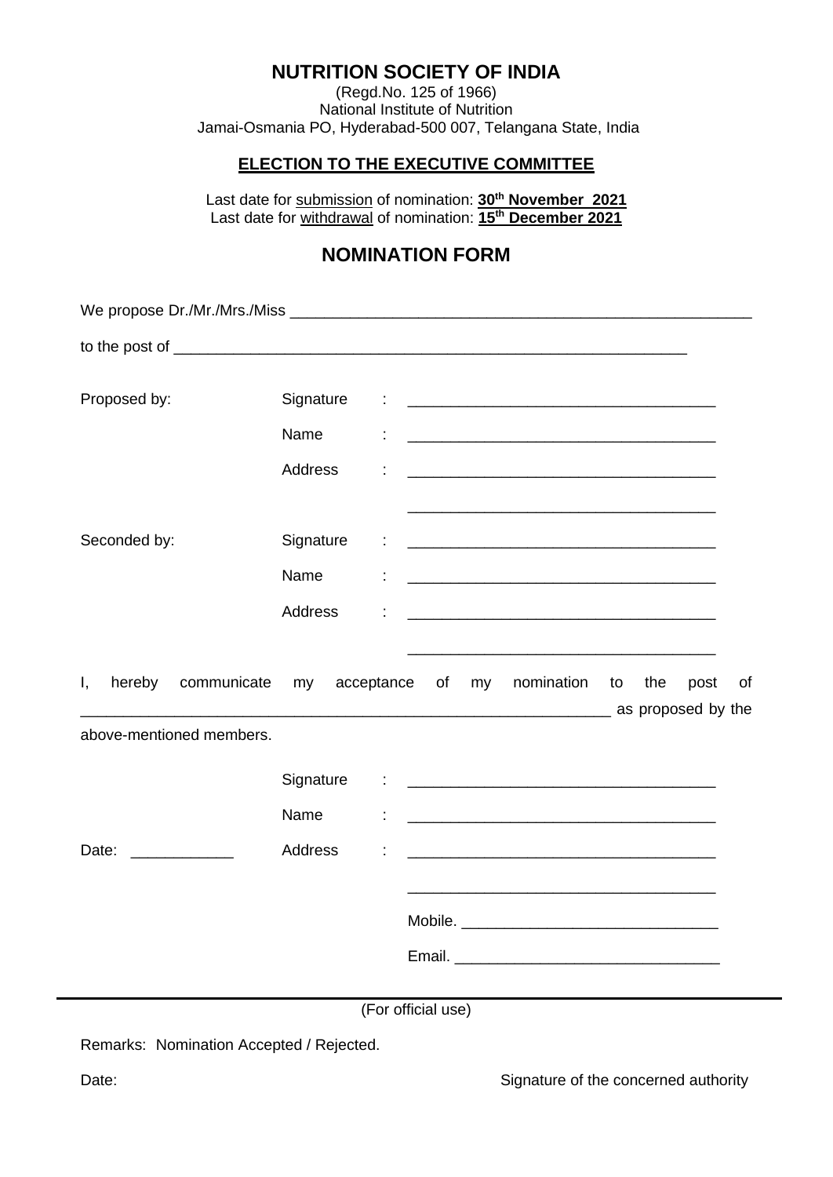# NUTRITION SOCIETY OF INDIA

(Regd.No. 125 of 1966)
National Institute of Nutrition
Jamai-Osmania PO, Hyderabad-500 007, Telangana State, India

## ELECTION TO THE EXECUTIVE COMMITTEE

Last date for submission of nomination: **30th November 2021**
Last date for withdrawal of nomination: **15th December 2021**

## NOMINATION FORM

We propose Dr./Mr./Mrs./Miss ________________________________________________________

to the post of ______________________________________________________________

Proposed by: Signature : ____________________________________

Name : ____________________________________

Address : ____________________________________

____________________________________

Seconded by: Signature : ____________________________________

Name : ____________________________________

Address : ____________________________________

____________________________________

I, hereby communicate my acceptance of my nomination to the post of _______________________________________________________________ as proposed by the above-mentioned members.

Signature : ____________________________________

Name : ____________________________________

Date: ____________ Address : ____________________________________

____________________________________

Mobile. ______________________________

Email. _______________________________

---

(For official use)

Remarks: Nomination Accepted / Rejected.

Date: Signature of the concerned authority